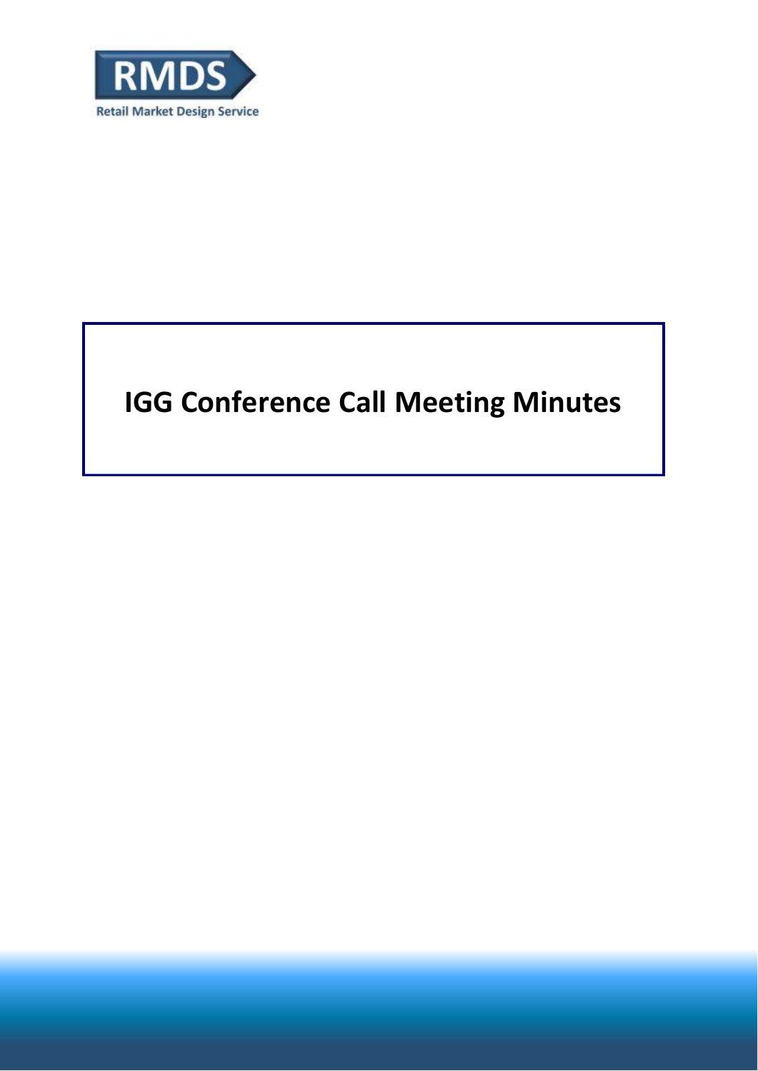RMDS

Retail Market Design Service

# IGG Conference Call Meeting Minutes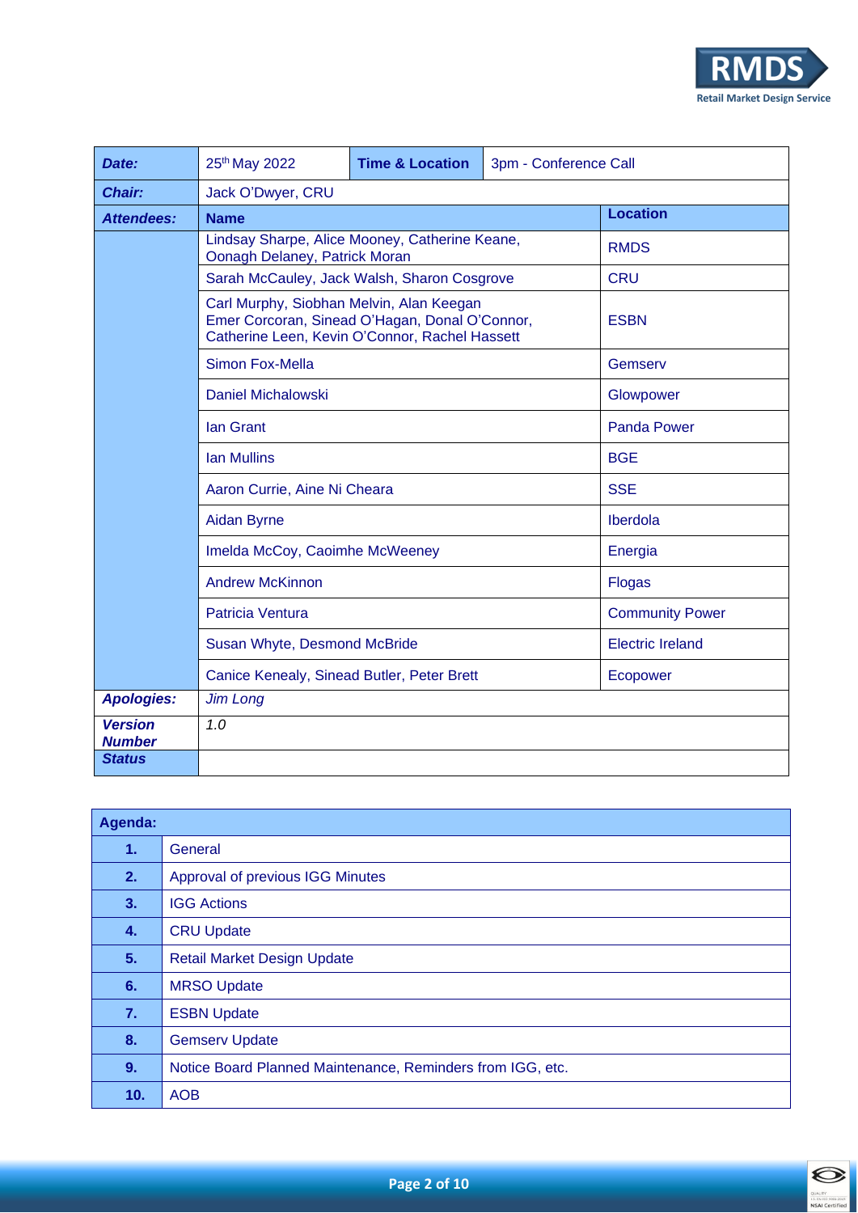| Date: | 25th May 2022 | Time & Location | 3pm - Conference Call |
|---|---|---|---|
| **Chair:** | Jack O'Dwyer, CRU | | |
| **Attendees:** | **Name** | | **Location** |
| | Lindsay Sharpe, Alice Mooney, Catherine Keane, Oonagh Delaney, Patrick Moran | | RMDS |
| | Sarah McCauley, Jack Walsh, Sharon Cosgrove | | CRU |
| | Carl Murphy, Siobhan Melvin, Alan Keegan Emer Corcoran, Sinead O'Hagan, Donal O'Connor, Catherine Leen, Kevin O'Connor, Rachel Hassett | | ESBN |
| | Simon Fox-Mella | | Gemserv |
| | Daniel Michalowski | | Glowpower |
| | Ian Grant | | Panda Power |
| | Ian Mullins | | BGE |
| | Aaron Currie, Aine Ni Cheara | | SSE |
| | Aidan Byrne | | Iberdola |
| | Imelda McCoy, Caoimhe McWeeney | | Energia |
| | Andrew McKinnon | | Flogas |
| | Patricia Ventura | | Community Power |
| | Susan Whyte, Desmond McBride | | Electric Ireland |
| | Canice Kenealy, Sinead Butler, Peter Brett | | Ecopower |
| **Apologies:** | *Jim Long* | | |
| **Version Number** | *1.0* | | |
| **Status** | | | |

| Agenda: | |
|---|---|
| **1.** | General |
| **2.** | Approval of previous IGG Minutes |
| **3.** | IGG Actions |
| **4.** | CRU Update |
| **5.** | Retail Market Design Update |
| **6.** | MRSO Update |
| **7.** | ESBN Update |
| **8.** | Gemserv Update |
| **9.** | Notice Board Planned Maintenance, Reminders from IGG, etc. |
| **10.** | AOB |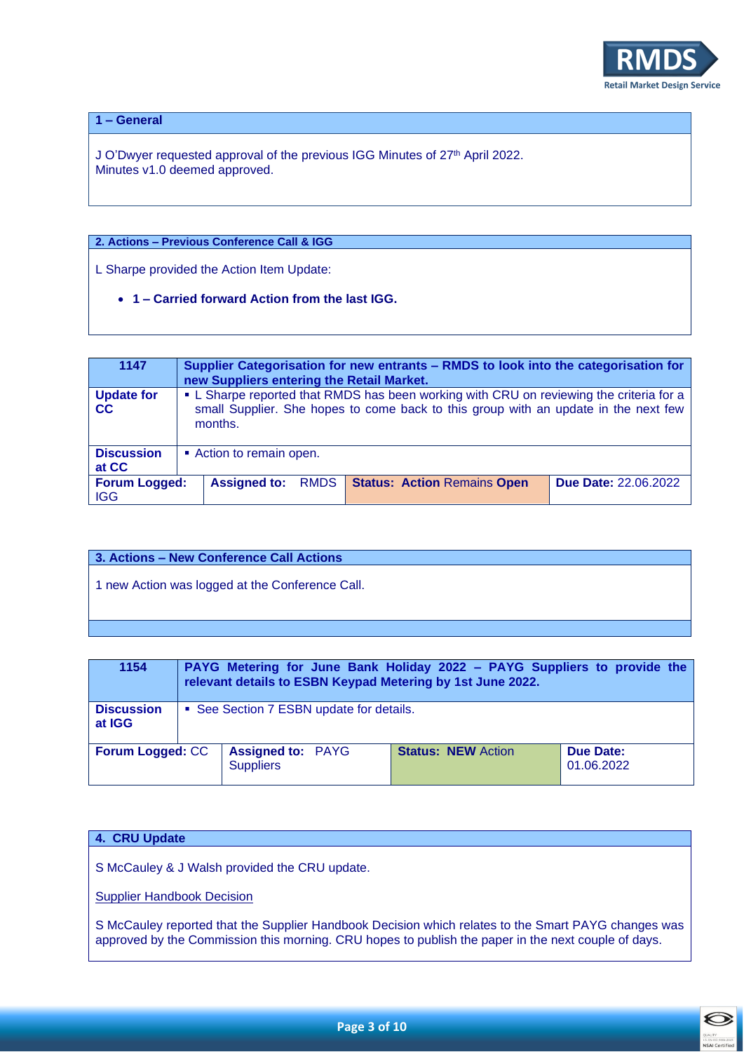## 1 – General

J O'Dwyer requested approval of the previous IGG Minutes of 27th April 2022.
Minutes v1.0 deemed approved.

## 2. Actions – Previous Conference Call & IGG

L Sharpe provided the Action Item Update:

- **1 – Carried forward Action from the last IGG.**

| **1147** | **Supplier Categorisation for new entrants – RMDS to look into the categorisation for new Suppliers entering the Retail Market.** | | |
|---|---|---|---|
| **Update for CC** | ▪ L Sharpe reported that RMDS has been working with CRU on reviewing the criteria for a small Supplier. She hopes to come back to this group with an update in the next few months. | | |
| **Discussion at CC** | ▪ Action to remain open. | | |
| **Forum Logged:** IGG | **Assigned to:** RMDS | **Status: Action** Remains **Open** | **Due Date:** 22.06.2022 |

## 3. Actions – New Conference Call Actions

1 new Action was logged at the Conference Call.

| **1154** | **PAYG Metering for June Bank Holiday 2022 – PAYG Suppliers to provide the relevant details to ESBN Keypad Metering by 1st June 2022.** | | |
|---|---|---|---|
| **Discussion at IGG** | ▪ See Section 7 ESBN update for details. | | |
| **Forum Logged:** CC | **Assigned to:** PAYG Suppliers | **Status: NEW** Action | **Due Date:** 01.06.2022 |

## 4. CRU Update

S McCauley & J Walsh provided the CRU update.

Supplier Handbook Decision

S McCauley reported that the Supplier Handbook Decision which relates to the Smart PAYG changes was approved by the Commission this morning. CRU hopes to publish the paper in the next couple of days.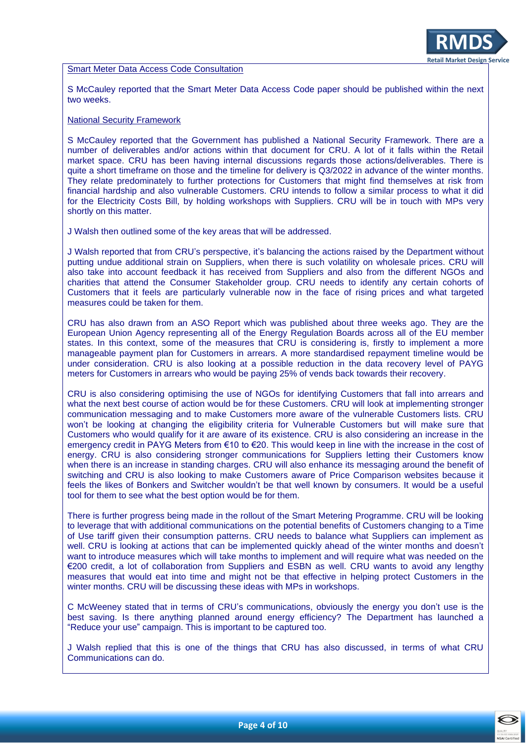Smart Meter Data Access Code Consultation

S McCauley reported that the Smart Meter Data Access Code paper should be published within the next two weeks.

National Security Framework

S McCauley reported that the Government has published a National Security Framework. There are a number of deliverables and/or actions within that document for CRU. A lot of it falls within the Retail market space. CRU has been having internal discussions regards those actions/deliverables. There is quite a short timeframe on those and the timeline for delivery is Q3/2022 in advance of the winter months. They relate predominately to further protections for Customers that might find themselves at risk from financial hardship and also vulnerable Customers. CRU intends to follow a similar process to what it did for the Electricity Costs Bill, by holding workshops with Suppliers. CRU will be in touch with MPs very shortly on this matter.

J Walsh then outlined some of the key areas that will be addressed.

J Walsh reported that from CRU's perspective, it's balancing the actions raised by the Department without putting undue additional strain on Suppliers, when there is such volatility on wholesale prices. CRU will also take into account feedback it has received from Suppliers and also from the different NGOs and charities that attend the Consumer Stakeholder group. CRU needs to identify any certain cohorts of Customers that it feels are particularly vulnerable now in the face of rising prices and what targeted measures could be taken for them.

CRU has also drawn from an ASO Report which was published about three weeks ago. They are the European Union Agency representing all of the Energy Regulation Boards across all of the EU member states. In this context, some of the measures that CRU is considering is, firstly to implement a more manageable payment plan for Customers in arrears. A more standardised repayment timeline would be under consideration. CRU is also looking at a possible reduction in the data recovery level of PAYG meters for Customers in arrears who would be paying 25% of vends back towards their recovery.

CRU is also considering optimising the use of NGOs for identifying Customers that fall into arrears and what the next best course of action would be for these Customers. CRU will look at implementing stronger communication messaging and to make Customers more aware of the vulnerable Customers lists. CRU won't be looking at changing the eligibility criteria for Vulnerable Customers but will make sure that Customers who would qualify for it are aware of its existence. CRU is also considering an increase in the emergency credit in PAYG Meters from €10 to €20. This would keep in line with the increase in the cost of energy. CRU is also considering stronger communications for Suppliers letting their Customers know when there is an increase in standing charges. CRU will also enhance its messaging around the benefit of switching and CRU is also looking to make Customers aware of Price Comparison websites because it feels the likes of Bonkers and Switcher wouldn't be that well known by consumers. It would be a useful tool for them to see what the best option would be for them.

There is further progress being made in the rollout of the Smart Metering Programme. CRU will be looking to leverage that with additional communications on the potential benefits of Customers changing to a Time of Use tariff given their consumption patterns. CRU needs to balance what Suppliers can implement as well. CRU is looking at actions that can be implemented quickly ahead of the winter months and doesn't want to introduce measures which will take months to implement and will require what was needed on the €200 credit, a lot of collaboration from Suppliers and ESBN as well. CRU wants to avoid any lengthy measures that would eat into time and might not be that effective in helping protect Customers in the winter months. CRU will be discussing these ideas with MPs in workshops.

C McWeeney stated that in terms of CRU's communications, obviously the energy you don't use is the best saving. Is there anything planned around energy efficiency? The Department has launched a "Reduce your use" campaign. This is important to be captured too.

J Walsh replied that this is one of the things that CRU has also discussed, in terms of what CRU Communications can do.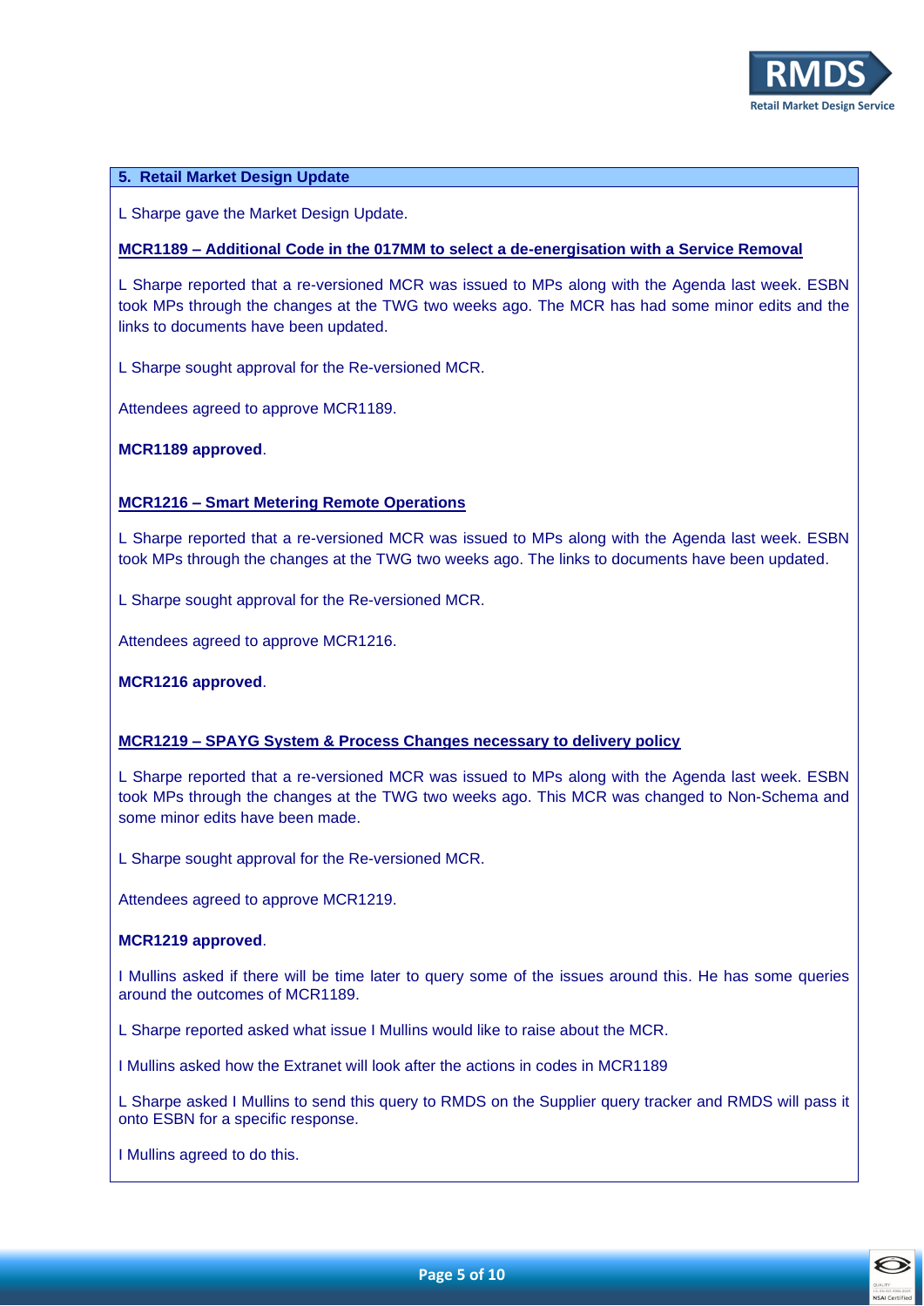## 5. Retail Market Design Update

L Sharpe gave the Market Design Update.

**MCR1189 – Additional Code in the 017MM to select a de-energisation with a Service Removal**

L Sharpe reported that a re-versioned MCR was issued to MPs along with the Agenda last week. ESBN took MPs through the changes at the TWG two weeks ago. The MCR has had some minor edits and the links to documents have been updated.

L Sharpe sought approval for the Re-versioned MCR.

Attendees agreed to approve MCR1189.

**MCR1189 approved**.

**MCR1216 – Smart Metering Remote Operations**

L Sharpe reported that a re-versioned MCR was issued to MPs along with the Agenda last week. ESBN took MPs through the changes at the TWG two weeks ago. The links to documents have been updated.

L Sharpe sought approval for the Re-versioned MCR.

Attendees agreed to approve MCR1216.

**MCR1216 approved**.

**MCR1219 – SPAYG System & Process Changes necessary to delivery policy**

L Sharpe reported that a re-versioned MCR was issued to MPs along with the Agenda last week. ESBN took MPs through the changes at the TWG two weeks ago. This MCR was changed to Non-Schema and some minor edits have been made.

L Sharpe sought approval for the Re-versioned MCR.

Attendees agreed to approve MCR1219.

**MCR1219 approved**.

I Mullins asked if there will be time later to query some of the issues around this. He has some queries around the outcomes of MCR1189.

L Sharpe reported asked what issue I Mullins would like to raise about the MCR.

I Mullins asked how the Extranet will look after the actions in codes in MCR1189

L Sharpe asked I Mullins to send this query to RMDS on the Supplier query tracker and RMDS will pass it onto ESBN for a specific response.

I Mullins agreed to do this.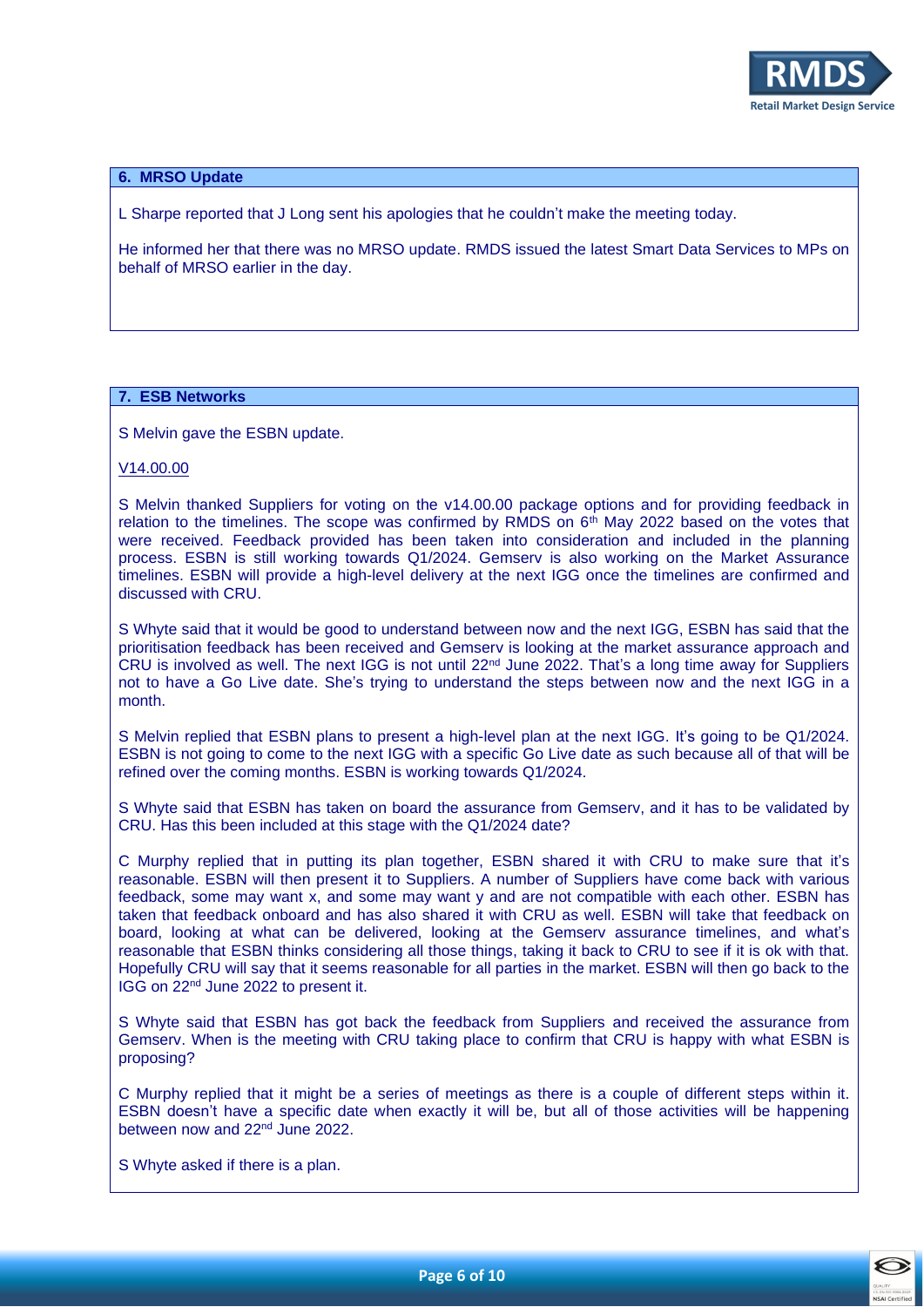### 6. MRSO Update

L Sharpe reported that J Long sent his apologies that he couldn't make the meeting today.

He informed her that there was no MRSO update. RMDS issued the latest Smart Data Services to MPs on behalf of MRSO earlier in the day.

### 7. ESB Networks

S Melvin gave the ESBN update.

V14.00.00

S Melvin thanked Suppliers for voting on the v14.00.00 package options and for providing feedback in relation to the timelines. The scope was confirmed by RMDS on 6th May 2022 based on the votes that were received. Feedback provided has been taken into consideration and included in the planning process. ESBN is still working towards Q1/2024. Gemserv is also working on the Market Assurance timelines. ESBN will provide a high-level delivery at the next IGG once the timelines are confirmed and discussed with CRU.

S Whyte said that it would be good to understand between now and the next IGG, ESBN has said that the prioritisation feedback has been received and Gemserv is looking at the market assurance approach and CRU is involved as well. The next IGG is not until 22nd June 2022. That's a long time away for Suppliers not to have a Go Live date. She's trying to understand the steps between now and the next IGG in a month.

S Melvin replied that ESBN plans to present a high-level plan at the next IGG. It's going to be Q1/2024. ESBN is not going to come to the next IGG with a specific Go Live date as such because all of that will be refined over the coming months. ESBN is working towards Q1/2024.

S Whyte said that ESBN has taken on board the assurance from Gemserv, and it has to be validated by CRU. Has this been included at this stage with the Q1/2024 date?

C Murphy replied that in putting its plan together, ESBN shared it with CRU to make sure that it's reasonable. ESBN will then present it to Suppliers. A number of Suppliers have come back with various feedback, some may want x, and some may want y and are not compatible with each other. ESBN has taken that feedback onboard and has also shared it with CRU as well. ESBN will take that feedback on board, looking at what can be delivered, looking at the Gemserv assurance timelines, and what's reasonable that ESBN thinks considering all those things, taking it back to CRU to see if it is ok with that. Hopefully CRU will say that it seems reasonable for all parties in the market. ESBN will then go back to the IGG on 22nd June 2022 to present it.

S Whyte said that ESBN has got back the feedback from Suppliers and received the assurance from Gemserv. When is the meeting with CRU taking place to confirm that CRU is happy with what ESBN is proposing?

C Murphy replied that it might be a series of meetings as there is a couple of different steps within it. ESBN doesn't have a specific date when exactly it will be, but all of those activities will be happening between now and 22nd June 2022.

S Whyte asked if there is a plan.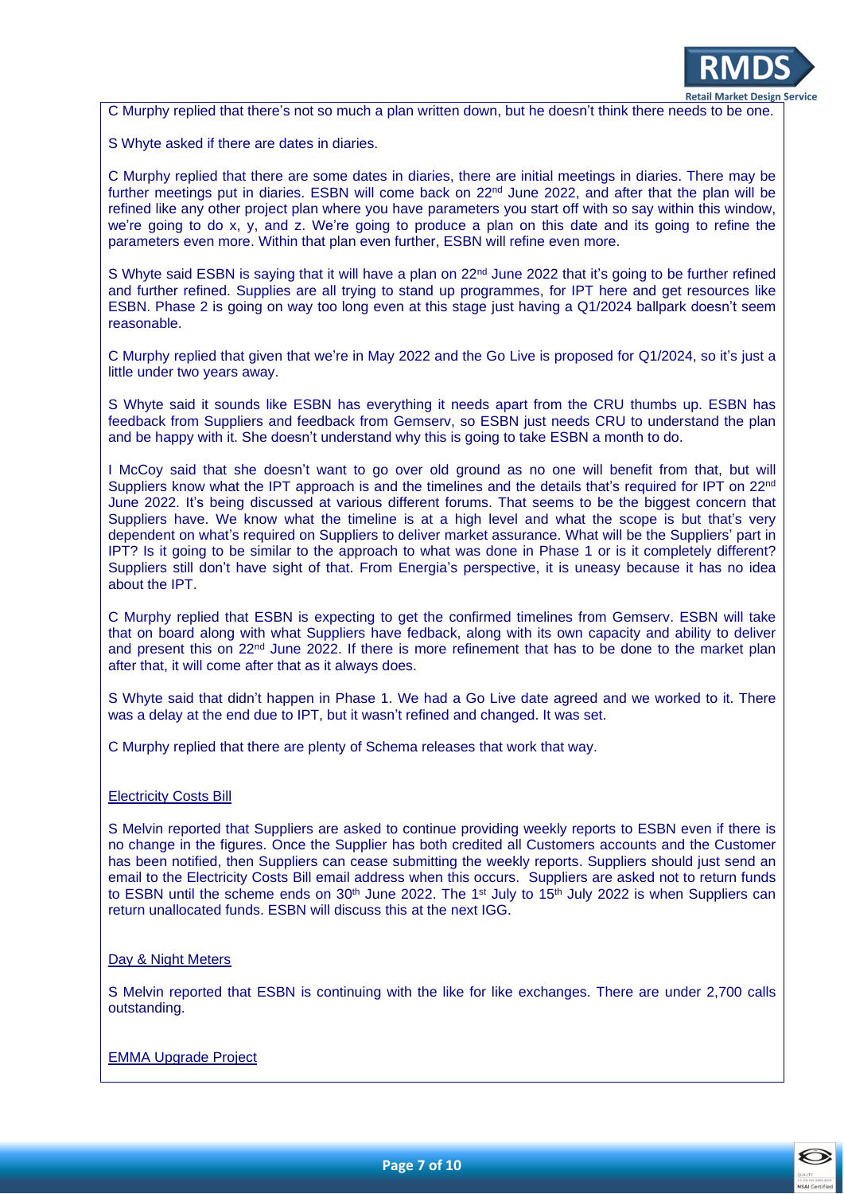C Murphy replied that there's not so much a plan written down, but he doesn't think there needs to be one.

S Whyte asked if there are dates in diaries.

C Murphy replied that there are some dates in diaries, there are initial meetings in diaries. There may be further meetings put in diaries. ESBN will come back on 22nd June 2022, and after that the plan will be refined like any other project plan where you have parameters you start off with so say within this window, we're going to do x, y, and z. We're going to produce a plan on this date and its going to refine the parameters even more. Within that plan even further, ESBN will refine even more.

S Whyte said ESBN is saying that it will have a plan on 22nd June 2022 that it's going to be further refined and further refined. Supplies are all trying to stand up programmes, for IPT here and get resources like ESBN. Phase 2 is going on way too long even at this stage just having a Q1/2024 ballpark doesn't seem reasonable.

C Murphy replied that given that we're in May 2022 and the Go Live is proposed for Q1/2024, so it's just a little under two years away.

S Whyte said it sounds like ESBN has everything it needs apart from the CRU thumbs up. ESBN has feedback from Suppliers and feedback from Gemserv, so ESBN just needs CRU to understand the plan and be happy with it. She doesn't understand why this is going to take ESBN a month to do.

I McCoy said that she doesn't want to go over old ground as no one will benefit from that, but will Suppliers know what the IPT approach is and the timelines and the details that's required for IPT on 22nd June 2022. It's being discussed at various different forums. That seems to be the biggest concern that Suppliers have. We know what the timeline is at a high level and what the scope is but that's very dependent on what's required on Suppliers to deliver market assurance. What will be the Suppliers' part in IPT? Is it going to be similar to the approach to what was done in Phase 1 or is it completely different? Suppliers still don't have sight of that. From Energia's perspective, it is uneasy because it has no idea about the IPT.

C Murphy replied that ESBN is expecting to get the confirmed timelines from Gemserv. ESBN will take that on board along with what Suppliers have fedback, along with its own capacity and ability to deliver and present this on 22nd June 2022. If there is more refinement that has to be done to the market plan after that, it will come after that as it always does.

S Whyte said that didn't happen in Phase 1. We had a Go Live date agreed and we worked to it. There was a delay at the end due to IPT, but it wasn't refined and changed. It was set.

C Murphy replied that there are plenty of Schema releases that work that way.

Electricity Costs Bill

S Melvin reported that Suppliers are asked to continue providing weekly reports to ESBN even if there is no change in the figures. Once the Supplier has both credited all Customers accounts and the Customer has been notified, then Suppliers can cease submitting the weekly reports. Suppliers should just send an email to the Electricity Costs Bill email address when this occurs. Suppliers are asked not to return funds to ESBN until the scheme ends on 30th June 2022. The 1st July to 15th July 2022 is when Suppliers can return unallocated funds. ESBN will discuss this at the next IGG.

Day & Night Meters

S Melvin reported that ESBN is continuing with the like for like exchanges. There are under 2,700 calls outstanding.

EMMA Upgrade Project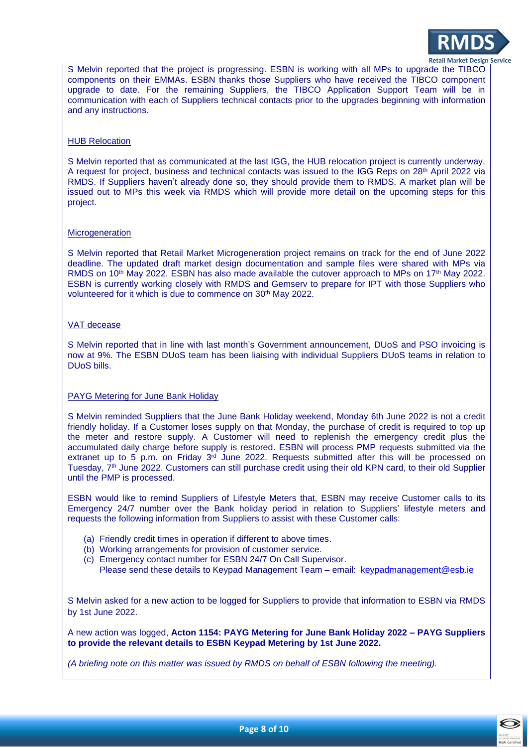S Melvin reported that the project is progressing. ESBN is working with all MPs to upgrade the TIBCO components on their EMMAs. ESBN thanks those Suppliers who have received the TIBCO component upgrade to date. For the remaining Suppliers, the TIBCO Application Support Team will be in communication with each of Suppliers technical contacts prior to the upgrades beginning with information and any instructions.

<u>HUB Relocation</u>

S Melvin reported that as communicated at the last IGG, the HUB relocation project is currently underway. A request for project, business and technical contacts was issued to the IGG Reps on 28th April 2022 via RMDS. If Suppliers haven't already done so, they should provide them to RMDS. A market plan will be issued out to MPs this week via RMDS which will provide more detail on the upcoming steps for this project.

<u>Microgeneration</u>

S Melvin reported that Retail Market Microgeneration project remains on track for the end of June 2022 deadline. The updated draft market design documentation and sample files were shared with MPs via RMDS on 10th May 2022. ESBN has also made available the cutover approach to MPs on 17th May 2022. ESBN is currently working closely with RMDS and Gemserv to prepare for IPT with those Suppliers who volunteered for it which is due to commence on 30th May 2022.

<u>VAT decease</u>

S Melvin reported that in line with last month's Government announcement, DUoS and PSO invoicing is now at 9%. The ESBN DUoS team has been liaising with individual Suppliers DUoS teams in relation to DUoS bills.

<u>PAYG Metering for June Bank Holiday</u>

S Melvin reminded Suppliers that the June Bank Holiday weekend, Monday 6th June 2022 is not a credit friendly holiday. If a Customer loses supply on that Monday, the purchase of credit is required to top up the meter and restore supply. A Customer will need to replenish the emergency credit plus the accumulated daily charge before supply is restored. ESBN will process PMP requests submitted via the extranet up to 5 p.m. on Friday 3rd June 2022. Requests submitted after this will be processed on Tuesday, 7th June 2022. Customers can still purchase credit using their old KPN card, to their old Supplier until the PMP is processed.

ESBN would like to remind Suppliers of Lifestyle Meters that, ESBN may receive Customer calls to its Emergency 24/7 number over the Bank holiday period in relation to Suppliers' lifestyle meters and requests the following information from Suppliers to assist with these Customer calls:

(a) Friendly credit times in operation if different to above times.
(b) Working arrangements for provision of customer service.
(c) Emergency contact number for ESBN 24/7 On Call Supervisor.
    Please send these details to Keypad Management Team – email: keypadmanagement@esb.ie

S Melvin asked for a new action to be logged for Suppliers to provide that information to ESBN via RMDS by 1st June 2022.

A new action was logged, **Acton 1154: PAYG Metering for June Bank Holiday 2022 – PAYG Suppliers to provide the relevant details to ESBN Keypad Metering by 1st June 2022.**

*(A briefing note on this matter was issued by RMDS on behalf of ESBN following the meeting).*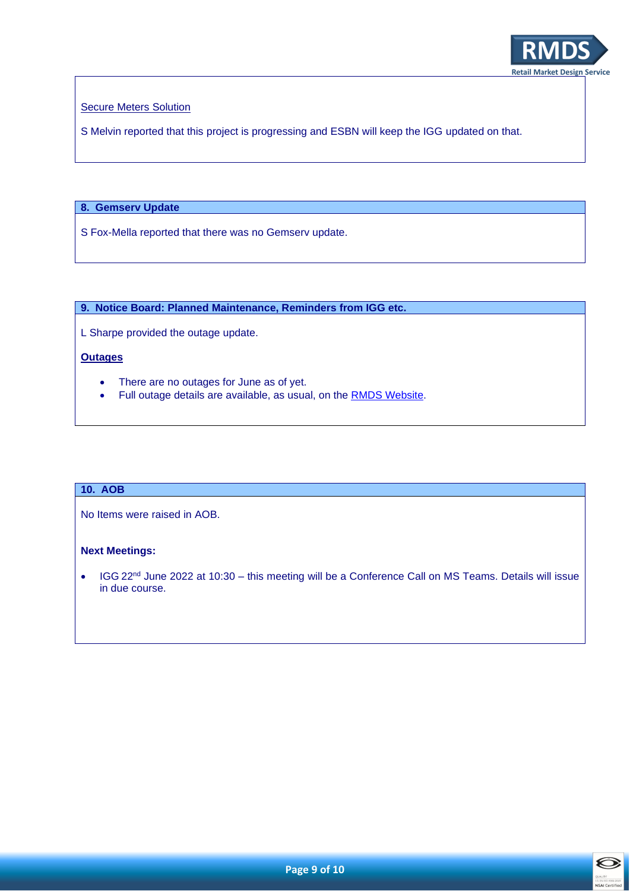Secure Meters Solution

S Melvin reported that this project is progressing and ESBN will keep the IGG updated on that.

## 8. Gemserv Update

S Fox-Mella reported that there was no Gemserv update.

## 9. Notice Board: Planned Maintenance, Reminders from IGG etc.

L Sharpe provided the outage update.

**Outages**

- There are no outages for June as of yet.
- Full outage details are available, as usual, on the RMDS Website.

## 10. AOB

No Items were raised in AOB.

**Next Meetings:**

- IGG 22nd June 2022 at 10:30 – this meeting will be a Conference Call on MS Teams. Details will issue in due course.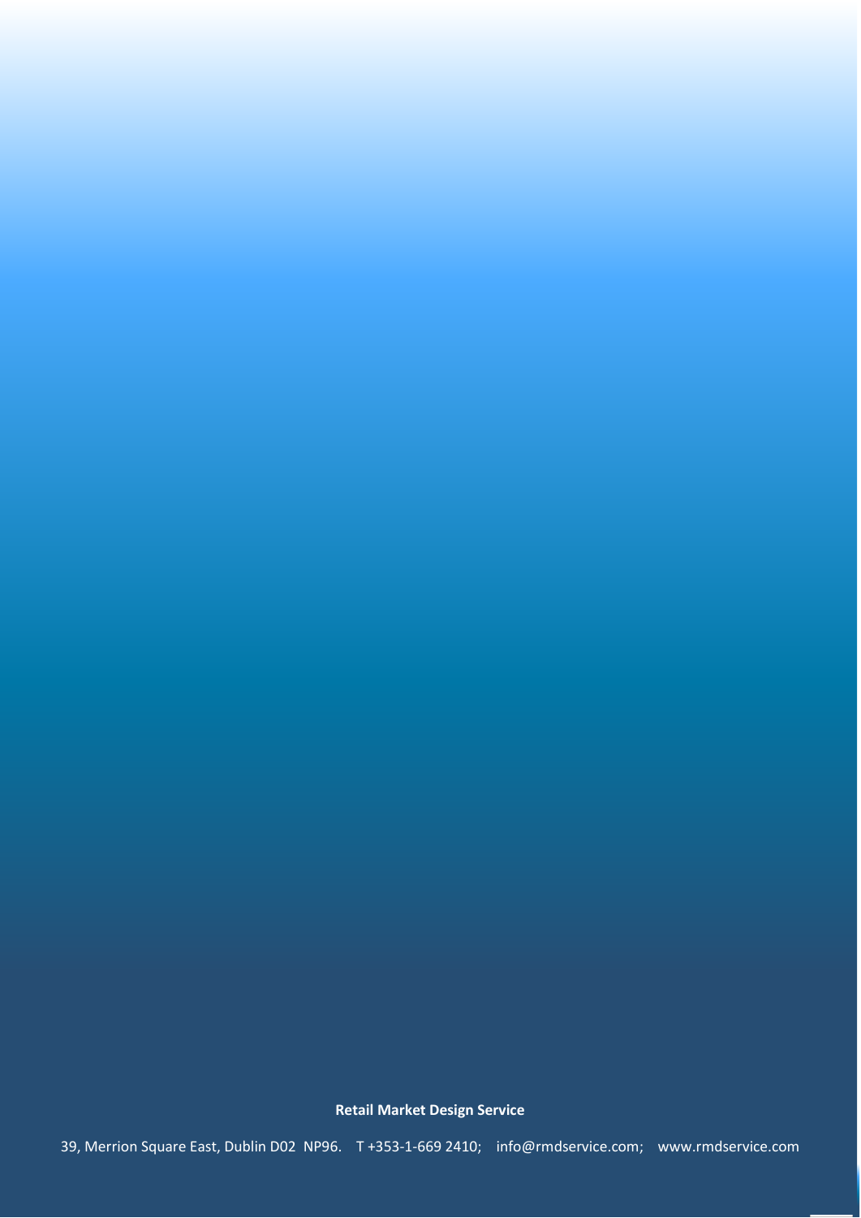**Retail Market Design Service**

39, Merrion Square East, Dublin D02 NP96. T +353-1-669 2410; info@rmdservice.com; www.rmdservice.com